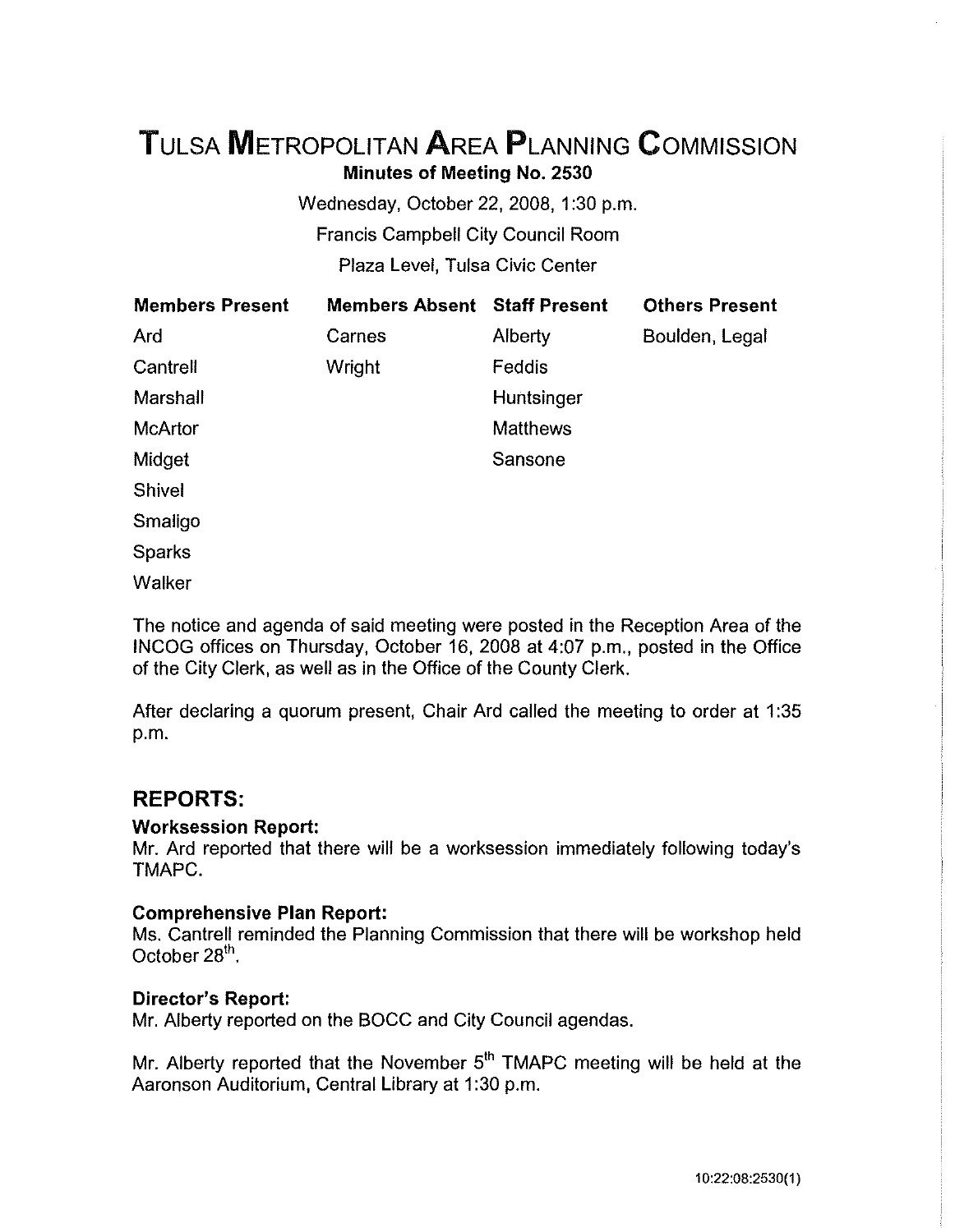# Tulsa Metropolitan Area Planning Commission

**Minutes of Meeting No. 2530**

Wednesday, October 22, 2008, 1:30 p.m.

Francis Campbell City Council Room

Plaza Level, Tulsa Civic Center

| Members Present | Members Absent | Staff Present | Others Present |
|---|---|---|---|
| Ard | Carnes | Alberty | Boulden, Legal |
| Cantrell | Wright | Feddis | |
| Marshall | | Huntsinger | |
| McArtor | | Matthews | |
| Midget | | Sansone | |
| Shivel | | | |
| Smaligo | | | |
| Sparks | | | |
| Walker | | | |

The notice and agenda of said meeting were posted in the Reception Area of the INCOG offices on Thursday, October 16, 2008 at 4:07 p.m., posted in the Office of the City Clerk, as well as in the Office of the County Clerk.

After declaring a quorum present, Chair Ard called the meeting to order at 1:35 p.m.

## REPORTS:

**Worksession Report:**
Mr. Ard reported that there will be a worksession immediately following today's TMAPC.

**Comprehensive Plan Report:**
Ms. Cantrell reminded the Planning Commission that there will be workshop held October 28th.

**Director's Report:**
Mr. Alberty reported on the BOCC and City Council agendas.

Mr. Alberty reported that the November 5th TMAPC meeting will be held at the Aaronson Auditorium, Central Library at 1:30 p.m.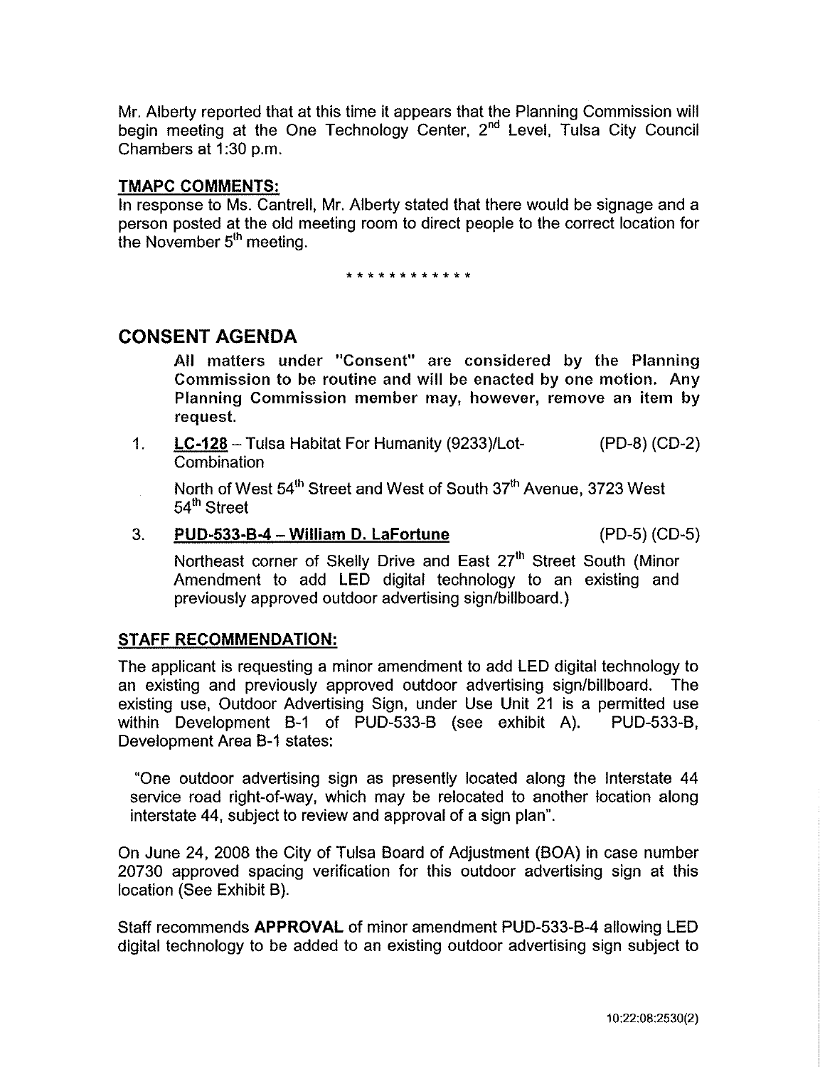Mr. Alberty reported that at this time it appears that the Planning Commission will begin meeting at the One Technology Center, 2nd Level, Tulsa City Council Chambers at 1:30 p.m.

**TMAPC COMMENTS:**

In response to Ms. Cantrell, Mr. Alberty stated that there would be signage and a person posted at the old meeting room to direct people to the correct location for the November 5th meeting.

\* \* \* \* \* \* \* \* \* \* \* \*

## CONSENT AGENDA

**All matters under "Consent" are considered by the Planning Commission to be routine and will be enacted by one motion. Any Planning Commission member may, however, remove an item by request.**

1. **LC-128** – Tulsa Habitat For Humanity (9233)/Lot-Combination (PD-8) (CD-2)

   North of West 54th Street and West of South 37th Avenue, 3723 West 54th Street

3. **PUD-533-B-4 – William D. LaFortune** (PD-5) (CD-5)

   Northeast corner of Skelly Drive and East 27th Street South (Minor Amendment to add LED digital technology to an existing and previously approved outdoor advertising sign/billboard.)

**STAFF RECOMMENDATION:**

The applicant is requesting a minor amendment to add LED digital technology to an existing and previously approved outdoor advertising sign/billboard. The existing use, Outdoor Advertising Sign, under Use Unit 21 is a permitted use within Development B-1 of PUD-533-B (see exhibit A). PUD-533-B, Development Area B-1 states:

"One outdoor advertising sign as presently located along the Interstate 44 service road right-of-way, which may be relocated to another location along interstate 44, subject to review and approval of a sign plan".

On June 24, 2008 the City of Tulsa Board of Adjustment (BOA) in case number 20730 approved spacing verification for this outdoor advertising sign at this location (See Exhibit B).

Staff recommends **APPROVAL** of minor amendment PUD-533-B-4 allowing LED digital technology to be added to an existing outdoor advertising sign subject to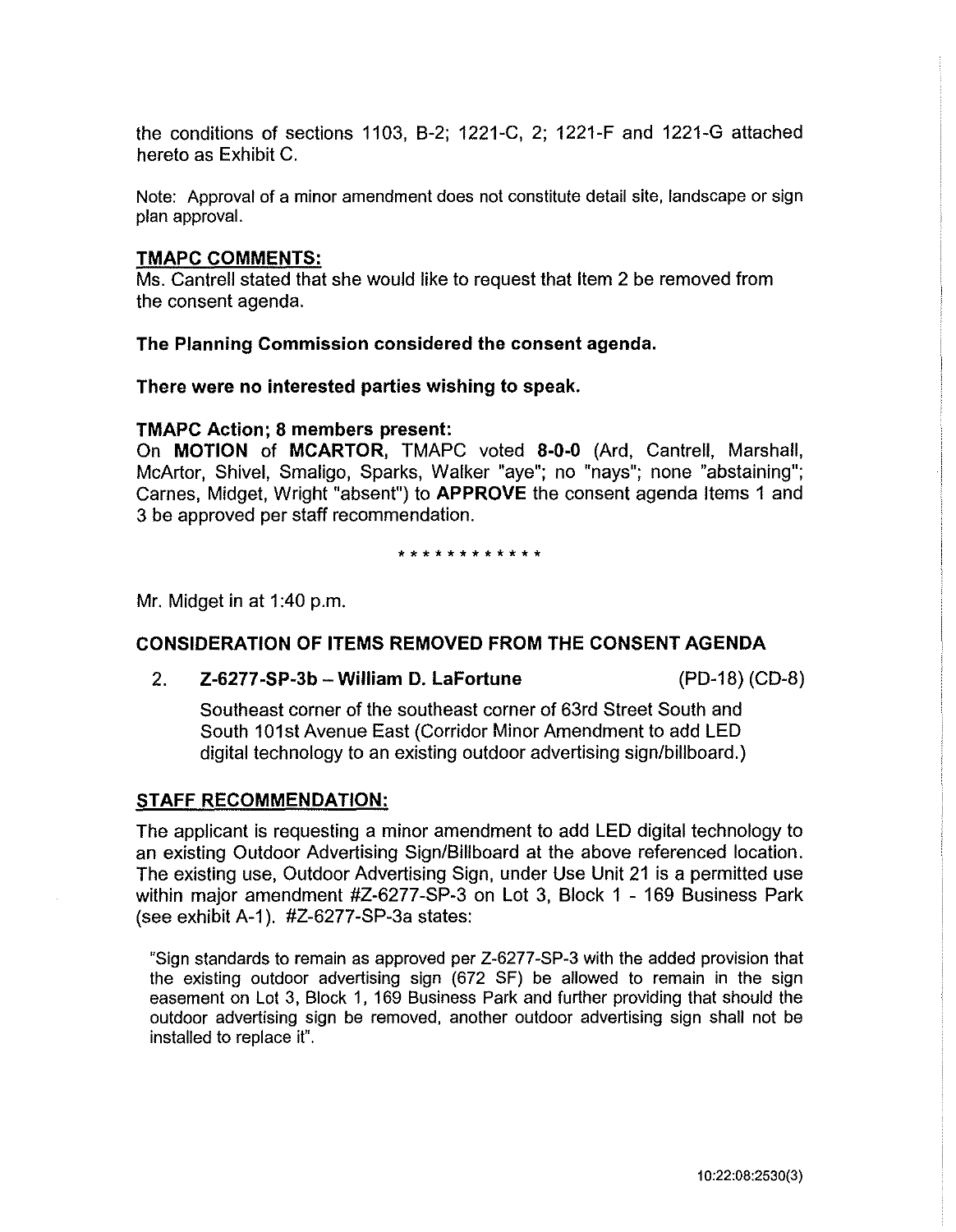the conditions of sections 1103, B-2; 1221-C, 2; 1221-F and 1221-G attached hereto as Exhibit C.

Note: Approval of a minor amendment does not constitute detail site, landscape or sign plan approval.

**TMAPC COMMENTS:**

Ms. Cantrell stated that she would like to request that Item 2 be removed from the consent agenda.

**The Planning Commission considered the consent agenda.**

**There were no interested parties wishing to speak.**

**TMAPC Action; 8 members present:**

On **MOTION** of **MCARTOR**, TMAPC voted **8-0-0** (Ard, Cantrell, Marshall, McArtor, Shivel, Smaligo, Sparks, Walker "aye"; no "nays"; none "abstaining"; Carnes, Midget, Wright "absent") to **APPROVE** the consent agenda Items 1 and 3 be approved per staff recommendation.

\* \* \* \* \* \* \* \* \* \* \* \*

Mr. Midget in at 1:40 p.m.

## CONSIDERATION OF ITEMS REMOVED FROM THE CONSENT AGENDA

2. **Z-6277-SP-3b – William D. LaFortune** (PD-18) (CD-8)

   Southeast corner of the southeast corner of 63rd Street South and South 101st Avenue East (Corridor Minor Amendment to add LED digital technology to an existing outdoor advertising sign/billboard.)

**STAFF RECOMMENDATION:**

The applicant is requesting a minor amendment to add LED digital technology to an existing Outdoor Advertising Sign/Billboard at the above referenced location. The existing use, Outdoor Advertising Sign, under Use Unit 21 is a permitted use within major amendment #Z-6277-SP-3 on Lot 3, Block 1 - 169 Business Park (see exhibit A-1). #Z-6277-SP-3a states:

> "Sign standards to remain as approved per Z-6277-SP-3 with the added provision that the existing outdoor advertising sign (672 SF) be allowed to remain in the sign easement on Lot 3, Block 1, 169 Business Park and further providing that should the outdoor advertising sign be removed, another outdoor advertising sign shall not be installed to replace it".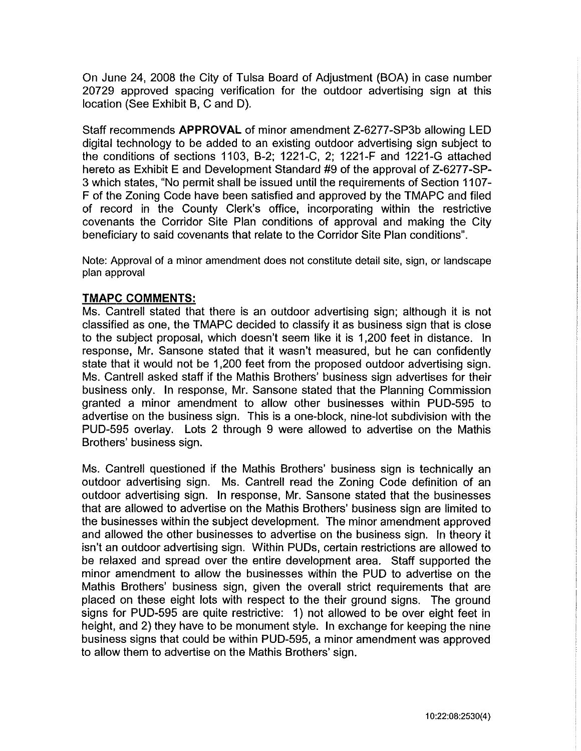On June 24, 2008 the City of Tulsa Board of Adjustment (BOA) in case number 20729 approved spacing verification for the outdoor advertising sign at this location (See Exhibit B, C and D).

Staff recommends **APPROVAL** of minor amendment Z-6277-SP3b allowing LED digital technology to be added to an existing outdoor advertising sign subject to the conditions of sections 1103, B-2; 1221-C, 2; 1221-F and 1221-G attached hereto as Exhibit E and Development Standard #9 of the approval of Z-6277-SP-3 which states, "No permit shall be issued until the requirements of Section 1107-F of the Zoning Code have been satisfied and approved by the TMAPC and filed of record in the County Clerk's office, incorporating within the restrictive covenants the Corridor Site Plan conditions of approval and making the City beneficiary to said covenants that relate to the Corridor Site Plan conditions".

Note: Approval of a minor amendment does not constitute detail site, sign, or landscape plan approval

**TMAPC COMMENTS:**

Ms. Cantrell stated that there is an outdoor advertising sign; although it is not classified as one, the TMAPC decided to classify it as business sign that is close to the subject proposal, which doesn't seem like it is 1,200 feet in distance. In response, Mr. Sansone stated that it wasn't measured, but he can confidently state that it would not be 1,200 feet from the proposed outdoor advertising sign. Ms. Cantrell asked staff if the Mathis Brothers' business sign advertises for their business only. In response, Mr. Sansone stated that the Planning Commission granted a minor amendment to allow other businesses within PUD-595 to advertise on the business sign. This is a one-block, nine-lot subdivision with the PUD-595 overlay. Lots 2 through 9 were allowed to advertise on the Mathis Brothers' business sign.

Ms. Cantrell questioned if the Mathis Brothers' business sign is technically an outdoor advertising sign. Ms. Cantrell read the Zoning Code definition of an outdoor advertising sign. In response, Mr. Sansone stated that the businesses that are allowed to advertise on the Mathis Brothers' business sign are limited to the businesses within the subject development. The minor amendment approved and allowed the other businesses to advertise on the business sign. In theory it isn't an outdoor advertising sign. Within PUDs, certain restrictions are allowed to be relaxed and spread over the entire development area. Staff supported the minor amendment to allow the businesses within the PUD to advertise on the Mathis Brothers' business sign, given the overall strict requirements that are placed on these eight lots with respect to the their ground signs. The ground signs for PUD-595 are quite restrictive: 1) not allowed to be over eight feet in height, and 2) they have to be monument style. In exchange for keeping the nine business signs that could be within PUD-595, a minor amendment was approved to allow them to advertise on the Mathis Brothers' sign.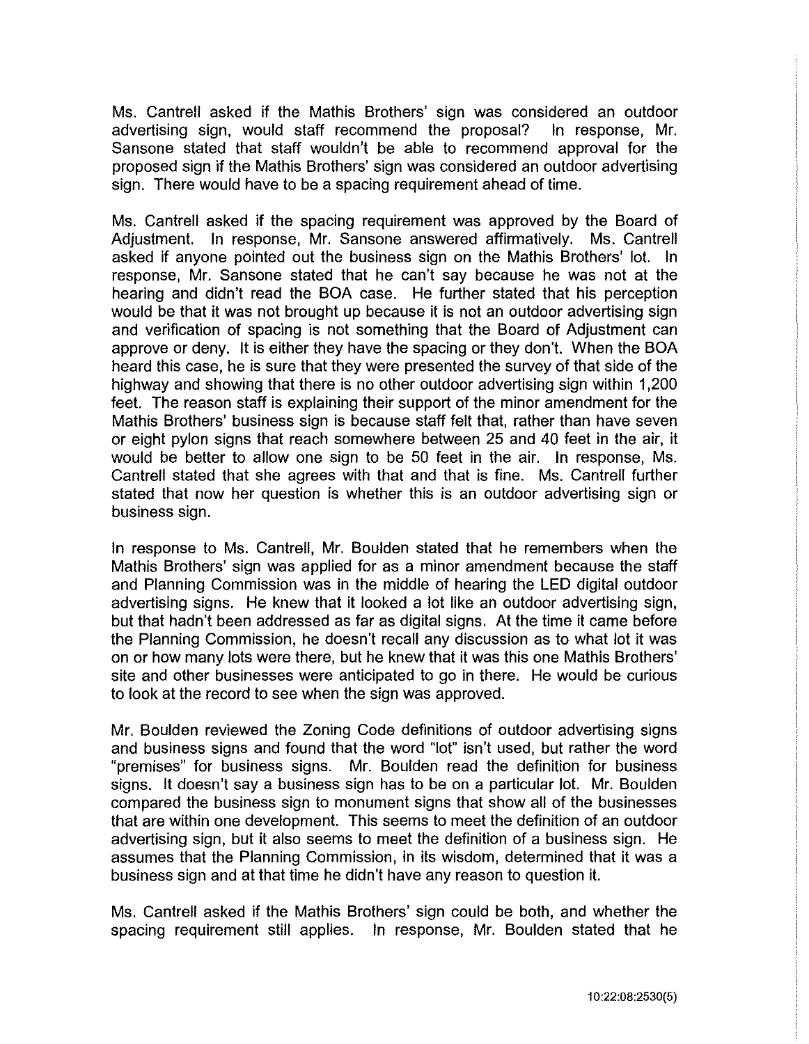Ms. Cantrell asked if the Mathis Brothers' sign was considered an outdoor advertising sign, would staff recommend the proposal? In response, Mr. Sansone stated that staff wouldn't be able to recommend approval for the proposed sign if the Mathis Brothers' sign was considered an outdoor advertising sign. There would have to be a spacing requirement ahead of time.

Ms. Cantrell asked if the spacing requirement was approved by the Board of Adjustment. In response, Mr. Sansone answered affirmatively. Ms. Cantrell asked if anyone pointed out the business sign on the Mathis Brothers' lot. In response, Mr. Sansone stated that he can't say because he was not at the hearing and didn't read the BOA case. He further stated that his perception would be that it was not brought up because it is not an outdoor advertising sign and verification of spacing is not something that the Board of Adjustment can approve or deny. It is either they have the spacing or they don't. When the BOA heard this case, he is sure that they were presented the survey of that side of the highway and showing that there is no other outdoor advertising sign within 1,200 feet. The reason staff is explaining their support of the minor amendment for the Mathis Brothers' business sign is because staff felt that, rather than have seven or eight pylon signs that reach somewhere between 25 and 40 feet in the air, it would be better to allow one sign to be 50 feet in the air. In response, Ms. Cantrell stated that she agrees with that and that is fine. Ms. Cantrell further stated that now her question is whether this is an outdoor advertising sign or business sign.

In response to Ms. Cantrell, Mr. Boulden stated that he remembers when the Mathis Brothers' sign was applied for as a minor amendment because the staff and Planning Commission was in the middle of hearing the LED digital outdoor advertising signs. He knew that it looked a lot like an outdoor advertising sign, but that hadn't been addressed as far as digital signs. At the time it came before the Planning Commission, he doesn't recall any discussion as to what lot it was on or how many lots were there, but he knew that it was this one Mathis Brothers' site and other businesses were anticipated to go in there. He would be curious to look at the record to see when the sign was approved.

Mr. Boulden reviewed the Zoning Code definitions of outdoor advertising signs and business signs and found that the word "lot" isn't used, but rather the word "premises" for business signs. Mr. Boulden read the definition for business signs. It doesn't say a business sign has to be on a particular lot. Mr. Boulden compared the business sign to monument signs that show all of the businesses that are within one development. This seems to meet the definition of an outdoor advertising sign, but it also seems to meet the definition of a business sign. He assumes that the Planning Commission, in its wisdom, determined that it was a business sign and at that time he didn't have any reason to question it.

Ms. Cantrell asked if the Mathis Brothers' sign could be both, and whether the spacing requirement still applies. In response, Mr. Boulden stated that he

10:22:08:2530(5)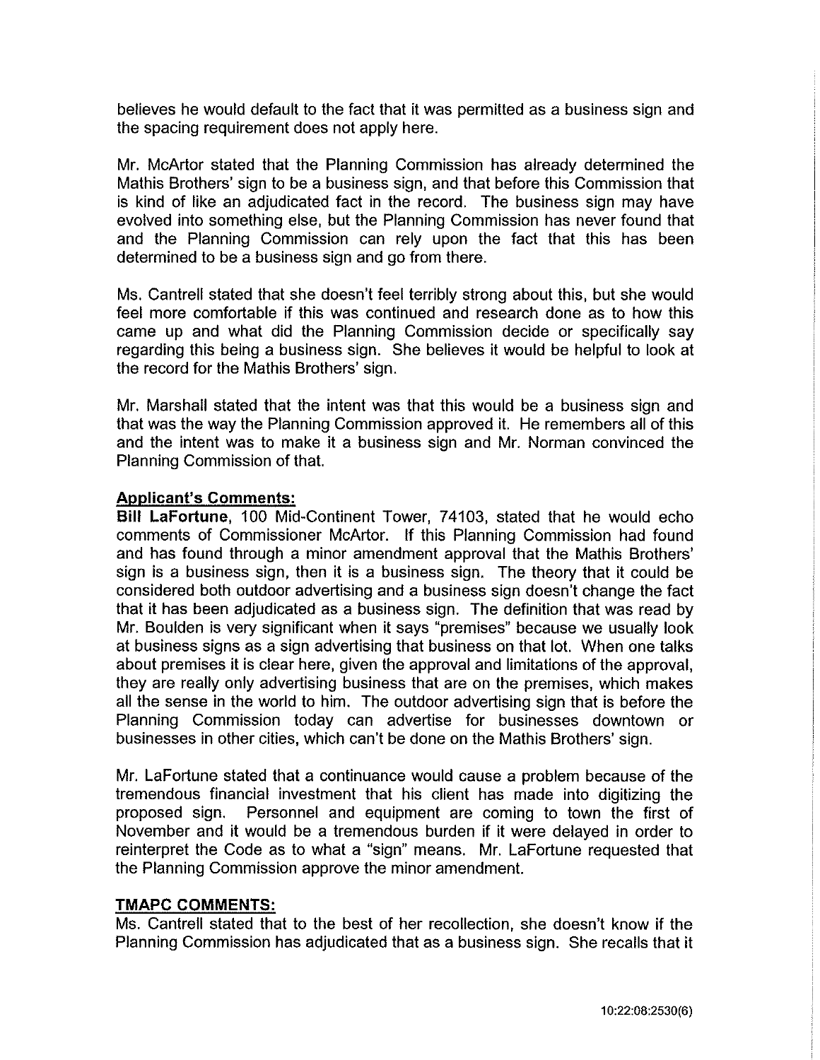believes he would default to the fact that it was permitted as a business sign and the spacing requirement does not apply here.

Mr. McArtor stated that the Planning Commission has already determined the Mathis Brothers' sign to be a business sign, and that before this Commission that is kind of like an adjudicated fact in the record. The business sign may have evolved into something else, but the Planning Commission has never found that and the Planning Commission can rely upon the fact that this has been determined to be a business sign and go from there.

Ms. Cantrell stated that she doesn't feel terribly strong about this, but she would feel more comfortable if this was continued and research done as to how this came up and what did the Planning Commission decide or specifically say regarding this being a business sign. She believes it would be helpful to look at the record for the Mathis Brothers' sign.

Mr. Marshall stated that the intent was that this would be a business sign and that was the way the Planning Commission approved it. He remembers all of this and the intent was to make it a business sign and Mr. Norman convinced the Planning Commission of that.

**Applicant's Comments:**

**Bill LaFortune**, 100 Mid-Continent Tower, 74103, stated that he would echo comments of Commissioner McArtor. If this Planning Commission had found and has found through a minor amendment approval that the Mathis Brothers' sign is a business sign, then it is a business sign. The theory that it could be considered both outdoor advertising and a business sign doesn't change the fact that it has been adjudicated as a business sign. The definition that was read by Mr. Boulden is very significant when it says "premises" because we usually look at business signs as a sign advertising that business on that lot. When one talks about premises it is clear here, given the approval and limitations of the approval, they are really only advertising business that are on the premises, which makes all the sense in the world to him. The outdoor advertising sign that is before the Planning Commission today can advertise for businesses downtown or businesses in other cities, which can't be done on the Mathis Brothers' sign.

Mr. LaFortune stated that a continuance would cause a problem because of the tremendous financial investment that his client has made into digitizing the proposed sign. Personnel and equipment are coming to town the first of November and it would be a tremendous burden if it were delayed in order to reinterpret the Code as to what a "sign" means. Mr. LaFortune requested that the Planning Commission approve the minor amendment.

**TMAPC COMMENTS:**

Ms. Cantrell stated that to the best of her recollection, she doesn't know if the Planning Commission has adjudicated that as a business sign. She recalls that it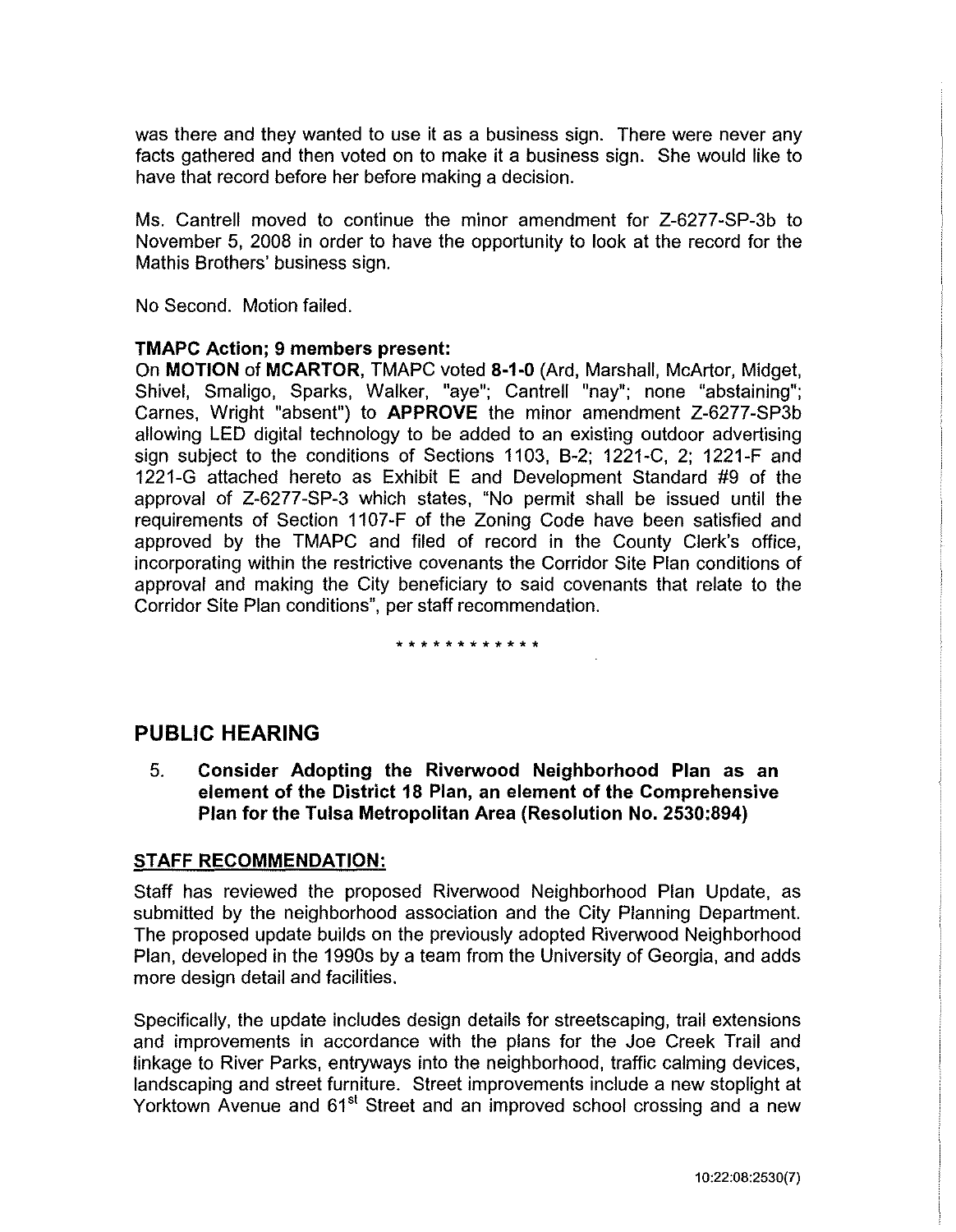was there and they wanted to use it as a business sign. There were never any facts gathered and then voted on to make it a business sign. She would like to have that record before her before making a decision.

Ms. Cantrell moved to continue the minor amendment for Z-6277-SP-3b to November 5, 2008 in order to have the opportunity to look at the record for the Mathis Brothers' business sign.

No Second. Motion failed.

**TMAPC Action; 9 members present:**

On **MOTION** of **MCARTOR**, TMAPC voted **8-1-0** (Ard, Marshall, McArtor, Midget, Shivel, Smaligo, Sparks, Walker, "aye"; Cantrell "nay"; none "abstaining"; Carnes, Wright "absent") to **APPROVE** the minor amendment Z-6277-SP3b allowing LED digital technology to be added to an existing outdoor advertising sign subject to the conditions of Sections 1103, B-2; 1221-C, 2; 1221-F and 1221-G attached hereto as Exhibit E and Development Standard #9 of the approval of Z-6277-SP-3 which states, "No permit shall be issued until the requirements of Section 1107-F of the Zoning Code have been satisfied and approved by the TMAPC and filed of record in the County Clerk's office, incorporating within the restrictive covenants the Corridor Site Plan conditions of approval and making the City beneficiary to said covenants that relate to the Corridor Site Plan conditions", per staff recommendation.

\* \* \* \* \* \* \* \* \* \* \* \*

## PUBLIC HEARING

5. **Consider Adopting the Riverwood Neighborhood Plan as an element of the District 18 Plan, an element of the Comprehensive Plan for the Tulsa Metropolitan Area (Resolution No. 2530:894)**

**STAFF RECOMMENDATION:**

Staff has reviewed the proposed Riverwood Neighborhood Plan Update, as submitted by the neighborhood association and the City Planning Department. The proposed update builds on the previously adopted Riverwood Neighborhood Plan, developed in the 1990s by a team from the University of Georgia, and adds more design detail and facilities.

Specifically, the update includes design details for streetscaping, trail extensions and improvements in accordance with the plans for the Joe Creek Trail and linkage to River Parks, entryways into the neighborhood, traffic calming devices, landscaping and street furniture. Street improvements include a new stoplight at Yorktown Avenue and 61st Street and an improved school crossing and a new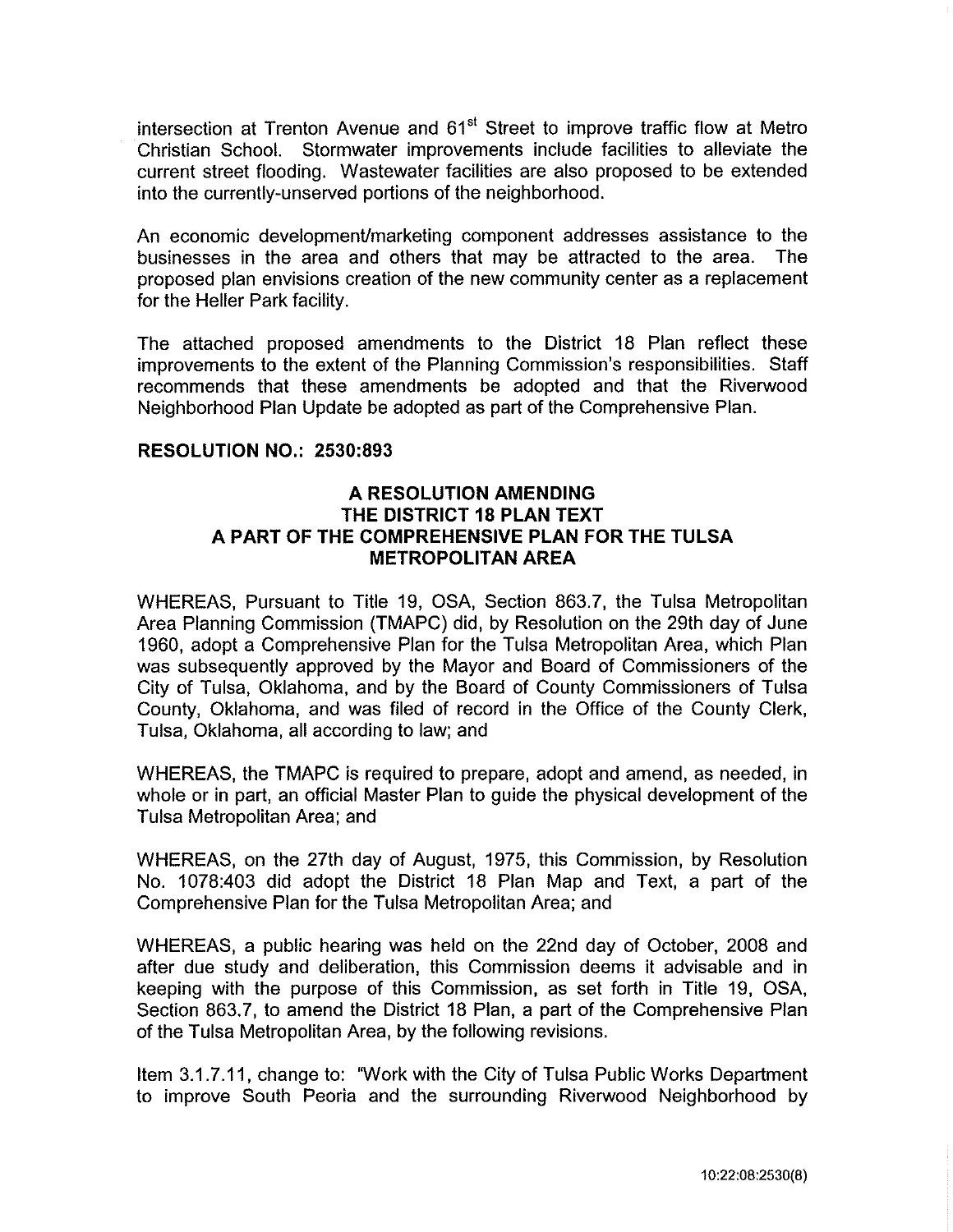intersection at Trenton Avenue and 61st Street to improve traffic flow at Metro Christian School. Stormwater improvements include facilities to alleviate the current street flooding. Wastewater facilities are also proposed to be extended into the currently-unserved portions of the neighborhood.

An economic development/marketing component addresses assistance to the businesses in the area and others that may be attracted to the area. The proposed plan envisions creation of the new community center as a replacement for the Heller Park facility.

The attached proposed amendments to the District 18 Plan reflect these improvements to the extent of the Planning Commission's responsibilities. Staff recommends that these amendments be adopted and that the Riverwood Neighborhood Plan Update be adopted as part of the Comprehensive Plan.

**RESOLUTION NO.: 2530:893**

**A RESOLUTION AMENDING THE DISTRICT 18 PLAN TEXT A PART OF THE COMPREHENSIVE PLAN FOR THE TULSA METROPOLITAN AREA**

WHEREAS, Pursuant to Title 19, OSA, Section 863.7, the Tulsa Metropolitan Area Planning Commission (TMAPC) did, by Resolution on the 29th day of June 1960, adopt a Comprehensive Plan for the Tulsa Metropolitan Area, which Plan was subsequently approved by the Mayor and Board of Commissioners of the City of Tulsa, Oklahoma, and by the Board of County Commissioners of Tulsa County, Oklahoma, and was filed of record in the Office of the County Clerk, Tulsa, Oklahoma, all according to law; and

WHEREAS, the TMAPC is required to prepare, adopt and amend, as needed, in whole or in part, an official Master Plan to guide the physical development of the Tulsa Metropolitan Area; and

WHEREAS, on the 27th day of August, 1975, this Commission, by Resolution No. 1078:403 did adopt the District 18 Plan Map and Text, a part of the Comprehensive Plan for the Tulsa Metropolitan Area; and

WHEREAS, a public hearing was held on the 22nd day of October, 2008 and after due study and deliberation, this Commission deems it advisable and in keeping with the purpose of this Commission, as set forth in Title 19, OSA, Section 863.7, to amend the District 18 Plan, a part of the Comprehensive Plan of the Tulsa Metropolitan Area, by the following revisions.

Item 3.1.7.11, change to: "Work with the City of Tulsa Public Works Department to improve South Peoria and the surrounding Riverwood Neighborhood by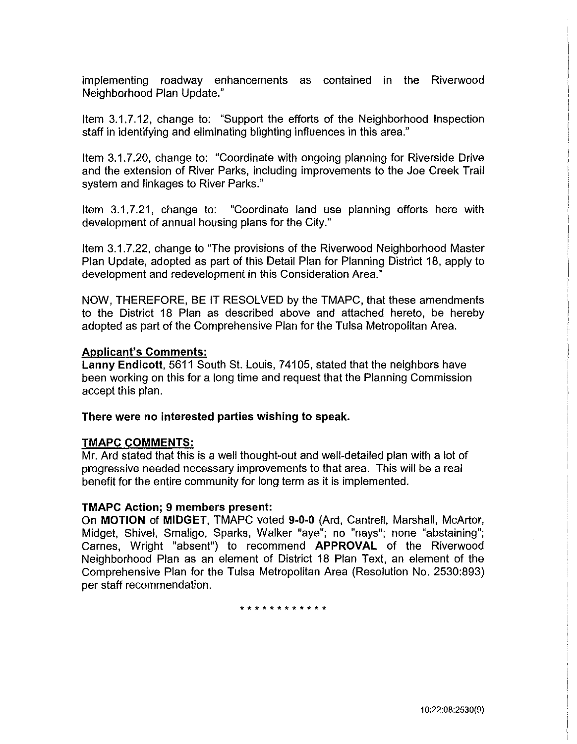implementing roadway enhancements as contained in the Riverwood Neighborhood Plan Update."

Item 3.1.7.12, change to: "Support the efforts of the Neighborhood Inspection staff in identifying and eliminating blighting influences in this area."

Item 3.1.7.20, change to: "Coordinate with ongoing planning for Riverside Drive and the extension of River Parks, including improvements to the Joe Creek Trail system and linkages to River Parks."

Item 3.1.7.21, change to: "Coordinate land use planning efforts here with development of annual housing plans for the City."

Item 3.1.7.22, change to "The provisions of the Riverwood Neighborhood Master Plan Update, adopted as part of this Detail Plan for Planning District 18, apply to development and redevelopment in this Consideration Area."

NOW, THEREFORE, BE IT RESOLVED by the TMAPC, that these amendments to the District 18 Plan as described above and attached hereto, be hereby adopted as part of the Comprehensive Plan for the Tulsa Metropolitan Area.

**Applicant's Comments:**

**Lanny Endicott**, 5611 South St. Louis, 74105, stated that the neighbors have been working on this for a long time and request that the Planning Commission accept this plan.

**There were no interested parties wishing to speak.**

**TMAPC COMMENTS:**

Mr. Ard stated that this is a well thought-out and well-detailed plan with a lot of progressive needed necessary improvements to that area. This will be a real benefit for the entire community for long term as it is implemented.

**TMAPC Action; 9 members present:**

On **MOTION** of **MIDGET**, TMAPC voted **9-0-0** (Ard, Cantrell, Marshall, McArtor, Midget, Shivel, Smaligo, Sparks, Walker "aye"; no "nays"; none "abstaining"; Carnes, Wright "absent") to recommend **APPROVAL** of the Riverwood Neighborhood Plan as an element of District 18 Plan Text, an element of the Comprehensive Plan for the Tulsa Metropolitan Area (Resolution No. 2530:893) per staff recommendation.

\* \* \* \* \* \* \* \* \* \* \* \*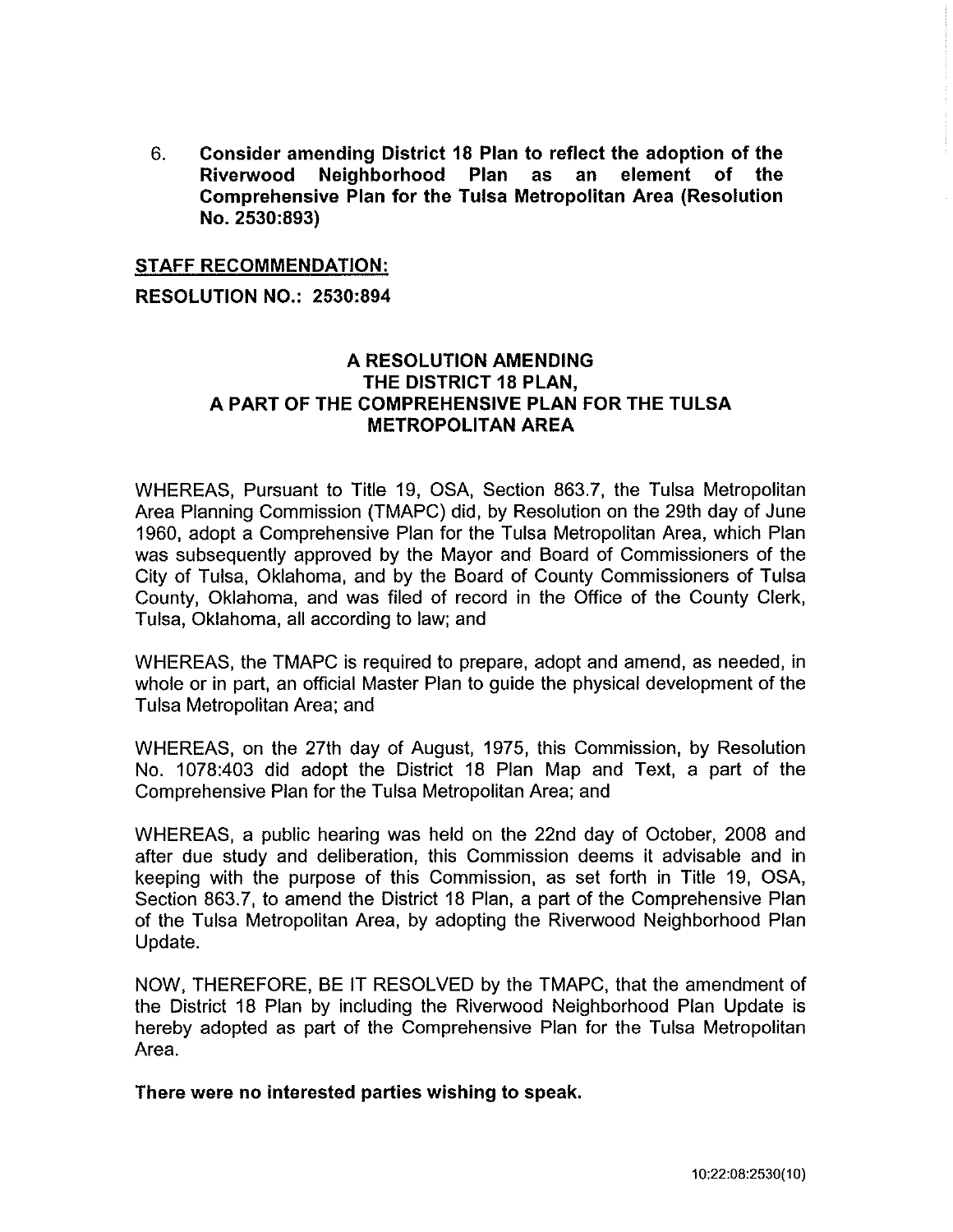6. **Consider amending District 18 Plan to reflect the adoption of the Riverwood Neighborhood Plan as an element of the Comprehensive Plan for the Tulsa Metropolitan Area (Resolution No. 2530:893)**

**STAFF RECOMMENDATION:**

**RESOLUTION NO.: 2530:894**

**A RESOLUTION AMENDING THE DISTRICT 18 PLAN, A PART OF THE COMPREHENSIVE PLAN FOR THE TULSA METROPOLITAN AREA**

WHEREAS, Pursuant to Title 19, OSA, Section 863.7, the Tulsa Metropolitan Area Planning Commission (TMAPC) did, by Resolution on the 29th day of June 1960, adopt a Comprehensive Plan for the Tulsa Metropolitan Area, which Plan was subsequently approved by the Mayor and Board of Commissioners of the City of Tulsa, Oklahoma, and by the Board of County Commissioners of Tulsa County, Oklahoma, and was filed of record in the Office of the County Clerk, Tulsa, Oklahoma, all according to law; and

WHEREAS, the TMAPC is required to prepare, adopt and amend, as needed, in whole or in part, an official Master Plan to guide the physical development of the Tulsa Metropolitan Area; and

WHEREAS, on the 27th day of August, 1975, this Commission, by Resolution No. 1078:403 did adopt the District 18 Plan Map and Text, a part of the Comprehensive Plan for the Tulsa Metropolitan Area; and

WHEREAS, a public hearing was held on the 22nd day of October, 2008 and after due study and deliberation, this Commission deems it advisable and in keeping with the purpose of this Commission, as set forth in Title 19, OSA, Section 863.7, to amend the District 18 Plan, a part of the Comprehensive Plan of the Tulsa Metropolitan Area, by adopting the Riverwood Neighborhood Plan Update.

NOW, THEREFORE, BE IT RESOLVED by the TMAPC, that the amendment of the District 18 Plan by including the Riverwood Neighborhood Plan Update is hereby adopted as part of the Comprehensive Plan for the Tulsa Metropolitan Area.

**There were no interested parties wishing to speak.**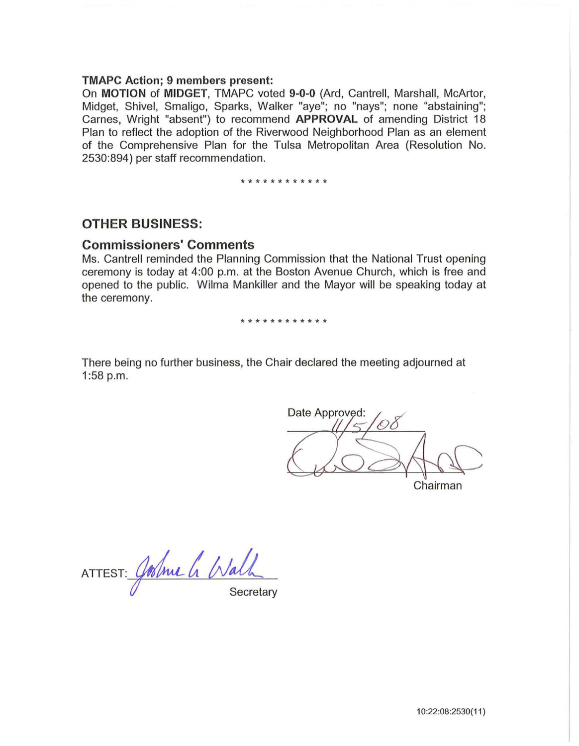**TMAPC Action; 9 members present:**

On **MOTION** of **MIDGET**, TMAPC voted **9-0-0** (Ard, Cantrell, Marshall, McArtor, Midget, Shivel, Smaligo, Sparks, Walker "aye"; no "nays"; none "abstaining"; Carnes, Wright "absent") to recommend **APPROVAL** of amending District 18 Plan to reflect the adoption of the Riverwood Neighborhood Plan as an element of the Comprehensive Plan for the Tulsa Metropolitan Area (Resolution No. 2530:894) per staff recommendation.

* * * * * * * * * * * *

## OTHER BUSINESS:

### Commissioners' Comments

Ms. Cantrell reminded the Planning Commission that the National Trust opening ceremony is today at 4:00 p.m. at the Boston Avenue Church, which is free and opened to the public. Wilma Mankiller and the Mayor will be speaking today at the ceremony.

* * * * * * * * * * * *

There being no further business, the Chair declared the meeting adjourned at 1:58 p.m.

Date Approved: 11/5/08

Chairman

ATTEST: Joshua G. Walk
Secretary

10:22:08:2530(11)